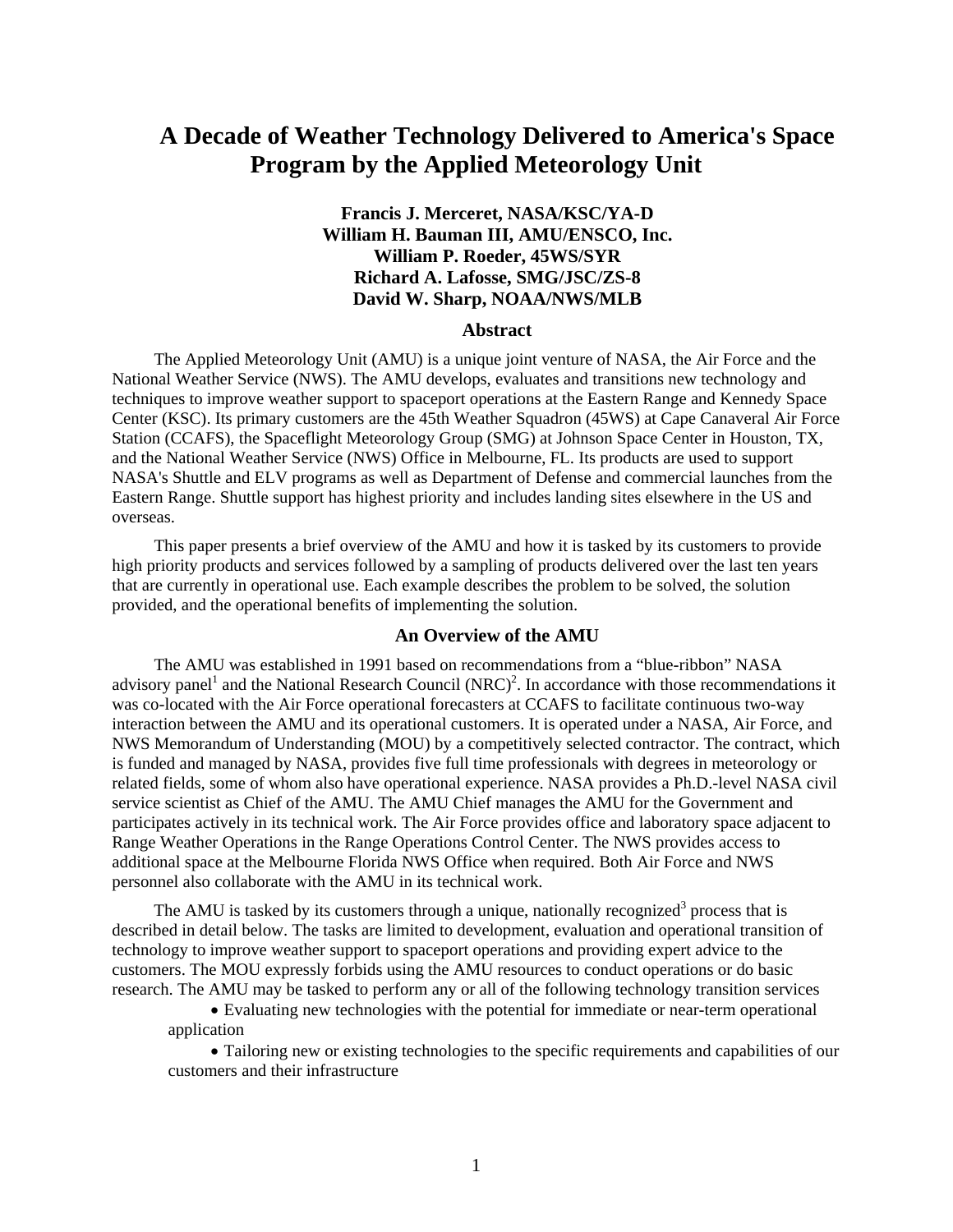# A Decade of Weather Technology Delivered to America's Space Program by the Applied Meteorology Unit

**Francis J. Merceret, NASA/KSC/YA-D**
**William H. Bauman III, AMU/ENSCO, Inc.**
**William P. Roeder, 45WS/SYR**
**Richard A. Lafosse, SMG/JSC/ZS-8**
**David W. Sharp, NOAA/NWS/MLB**

## Abstract

The Applied Meteorology Unit (AMU) is a unique joint venture of NASA, the Air Force and the National Weather Service (NWS). The AMU develops, evaluates and transitions new technology and techniques to improve weather support to spaceport operations at the Eastern Range and Kennedy Space Center (KSC). Its primary customers are the 45th Weather Squadron (45WS) at Cape Canaveral Air Force Station (CCAFS), the Spaceflight Meteorology Group (SMG) at Johnson Space Center in Houston, TX, and the National Weather Service (NWS) Office in Melbourne, FL. Its products are used to support NASA's Shuttle and ELV programs as well as Department of Defense and commercial launches from the Eastern Range. Shuttle support has highest priority and includes landing sites elsewhere in the US and overseas.

This paper presents a brief overview of the AMU and how it is tasked by its customers to provide high priority products and services followed by a sampling of products delivered over the last ten years that are currently in operational use. Each example describes the problem to be solved, the solution provided, and the operational benefits of implementing the solution.

## An Overview of the AMU

The AMU was established in 1991 based on recommendations from a "blue-ribbon" NASA advisory panel[1] and the National Research Council (NRC)[2]. In accordance with those recommendations it was co-located with the Air Force operational forecasters at CCAFS to facilitate continuous two-way interaction between the AMU and its operational customers. It is operated under a NASA, Air Force, and NWS Memorandum of Understanding (MOU) by a competitively selected contractor. The contract, which is funded and managed by NASA, provides five full time professionals with degrees in meteorology or related fields, some of whom also have operational experience. NASA provides a Ph.D.-level NASA civil service scientist as Chief of the AMU. The AMU Chief manages the AMU for the Government and participates actively in its technical work. The Air Force provides office and laboratory space adjacent to Range Weather Operations in the Range Operations Control Center. The NWS provides access to additional space at the Melbourne Florida NWS Office when required. Both Air Force and NWS personnel also collaborate with the AMU in its technical work.

The AMU is tasked by its customers through a unique, nationally recognized[3] process that is described in detail below. The tasks are limited to development, evaluation and operational transition of technology to improve weather support to spaceport operations and providing expert advice to the customers. The MOU expressly forbids using the AMU resources to conduct operations or do basic research. The AMU may be tasked to perform any or all of the following technology transition services

- Evaluating new technologies with the potential for immediate or near-term operational application
- Tailoring new or existing technologies to the specific requirements and capabilities of our customers and their infrastructure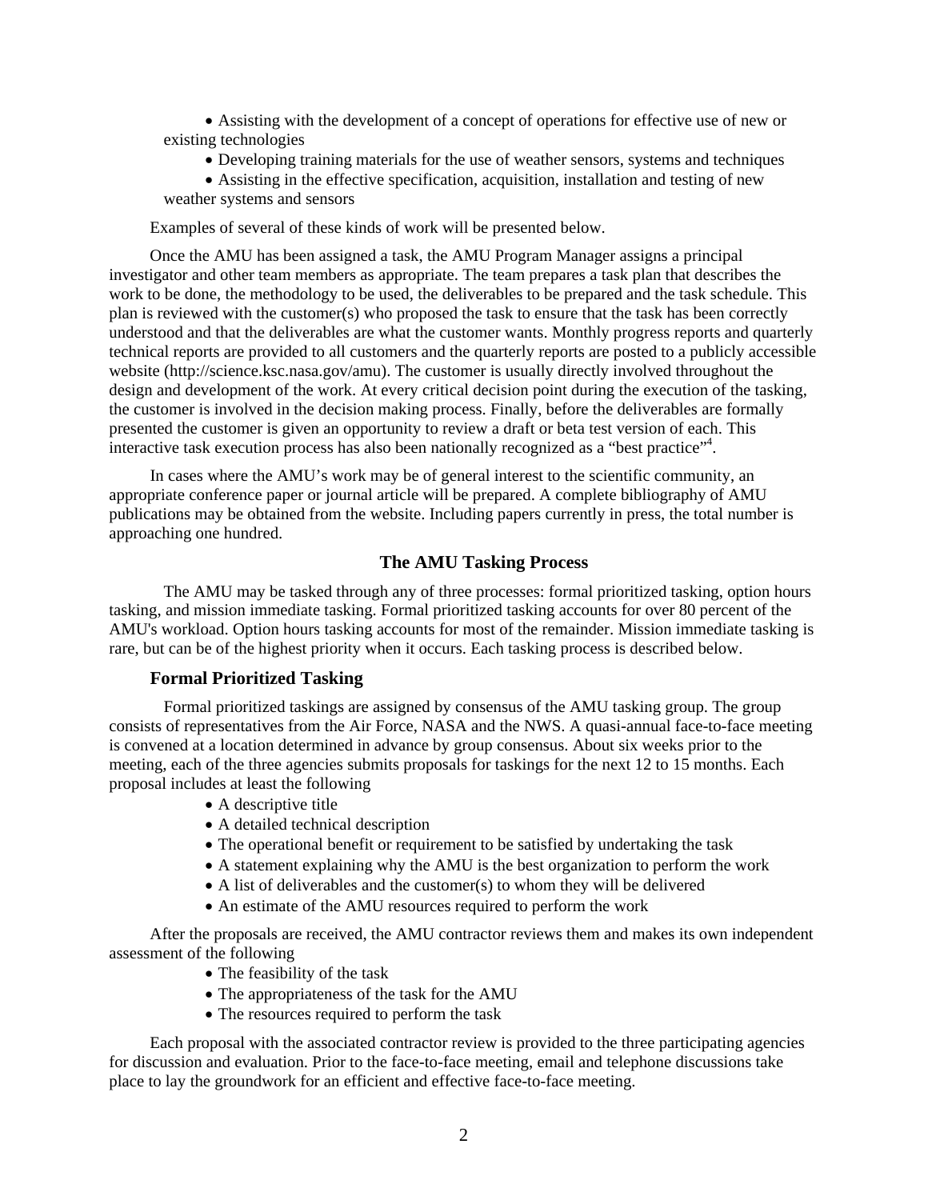- Assisting with the development of a concept of operations for effective use of new or existing technologies
- Developing training materials for the use of weather sensors, systems and techniques
- Assisting in the effective specification, acquisition, installation and testing of new weather systems and sensors

Examples of several of these kinds of work will be presented below.

Once the AMU has been assigned a task, the AMU Program Manager assigns a principal investigator and other team members as appropriate. The team prepares a task plan that describes the work to be done, the methodology to be used, the deliverables to be prepared and the task schedule. This plan is reviewed with the customer(s) who proposed the task to ensure that the task has been correctly understood and that the deliverables are what the customer wants. Monthly progress reports and quarterly technical reports are provided to all customers and the quarterly reports are posted to a publicly accessible website (http://science.ksc.nasa.gov/amu). The customer is usually directly involved throughout the design and development of the work. At every critical decision point during the execution of the tasking, the customer is involved in the decision making process. Finally, before the deliverables are formally presented the customer is given an opportunity to review a draft or beta test version of each. This interactive task execution process has also been nationally recognized as a "best practice"[4].

In cases where the AMU's work may be of general interest to the scientific community, an appropriate conference paper or journal article will be prepared. A complete bibliography of AMU publications may be obtained from the website. Including papers currently in press, the total number is approaching one hundred.

## The AMU Tasking Process

The AMU may be tasked through any of three processes: formal prioritized tasking, option hours tasking, and mission immediate tasking. Formal prioritized tasking accounts for over 80 percent of the AMU's workload. Option hours tasking accounts for most of the remainder. Mission immediate tasking is rare, but can be of the highest priority when it occurs. Each tasking process is described below.

### Formal Prioritized Tasking

Formal prioritized taskings are assigned by consensus of the AMU tasking group. The group consists of representatives from the Air Force, NASA and the NWS. A quasi-annual face-to-face meeting is convened at a location determined in advance by group consensus. About six weeks prior to the meeting, each of the three agencies submits proposals for taskings for the next 12 to 15 months. Each proposal includes at least the following

- A descriptive title
- A detailed technical description
- The operational benefit or requirement to be satisfied by undertaking the task
- A statement explaining why the AMU is the best organization to perform the work
- A list of deliverables and the customer(s) to whom they will be delivered
- An estimate of the AMU resources required to perform the work

After the proposals are received, the AMU contractor reviews them and makes its own independent assessment of the following

- The feasibility of the task
- The appropriateness of the task for the AMU
- The resources required to perform the task

Each proposal with the associated contractor review is provided to the three participating agencies for discussion and evaluation. Prior to the face-to-face meeting, email and telephone discussions take place to lay the groundwork for an efficient and effective face-to-face meeting.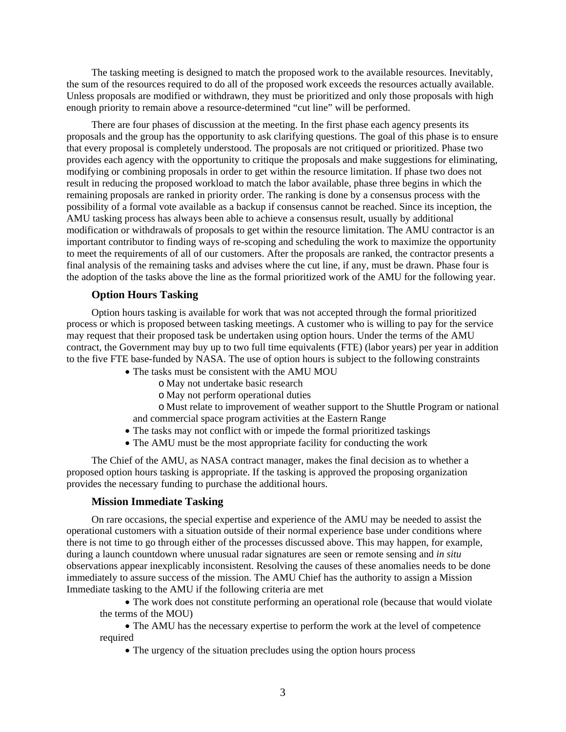The tasking meeting is designed to match the proposed work to the available resources. Inevitably, the sum of the resources required to do all of the proposed work exceeds the resources actually available. Unless proposals are modified or withdrawn, they must be prioritized and only those proposals with high enough priority to remain above a resource-determined "cut line" will be performed.

There are four phases of discussion at the meeting. In the first phase each agency presents its proposals and the group has the opportunity to ask clarifying questions. The goal of this phase is to ensure that every proposal is completely understood. The proposals are not critiqued or prioritized. Phase two provides each agency with the opportunity to critique the proposals and make suggestions for eliminating, modifying or combining proposals in order to get within the resource limitation. If phase two does not result in reducing the proposed workload to match the labor available, phase three begins in which the remaining proposals are ranked in priority order. The ranking is done by a consensus process with the possibility of a formal vote available as a backup if consensus cannot be reached. Since its inception, the AMU tasking process has always been able to achieve a consensus result, usually by additional modification or withdrawals of proposals to get within the resource limitation. The AMU contractor is an important contributor to finding ways of re-scoping and scheduling the work to maximize the opportunity to meet the requirements of all of our customers. After the proposals are ranked, the contractor presents a final analysis of the remaining tasks and advises where the cut line, if any, must be drawn. Phase four is the adoption of the tasks above the line as the formal prioritized work of the AMU for the following year.

### Option Hours Tasking

Option hours tasking is available for work that was not accepted through the formal prioritized process or which is proposed between tasking meetings. A customer who is willing to pay for the service may request that their proposed task be undertaken using option hours. Under the terms of the AMU contract, the Government may buy up to two full time equivalents (FTE) (labor years) per year in addition to the five FTE base-funded by NASA. The use of option hours is subject to the following constraints

- The tasks must be consistent with the AMU MOU
  - May not undertake basic research
  - May not perform operational duties
  - Must relate to improvement of weather support to the Shuttle Program or national and commercial space program activities at the Eastern Range
- The tasks may not conflict with or impede the formal prioritized taskings
- The AMU must be the most appropriate facility for conducting the work

The Chief of the AMU, as NASA contract manager, makes the final decision as to whether a proposed option hours tasking is appropriate. If the tasking is approved the proposing organization provides the necessary funding to purchase the additional hours.

### Mission Immediate Tasking

On rare occasions, the special expertise and experience of the AMU may be needed to assist the operational customers with a situation outside of their normal experience base under conditions where there is not time to go through either of the processes discussed above. This may happen, for example, during a launch countdown where unusual radar signatures are seen or remote sensing and *in situ* observations appear inexplicably inconsistent. Resolving the causes of these anomalies needs to be done immediately to assure success of the mission. The AMU Chief has the authority to assign a Mission Immediate tasking to the AMU if the following criteria are met

- The work does not constitute performing an operational role (because that would violate the terms of the MOU)
- The AMU has the necessary expertise to perform the work at the level of competence required
- The urgency of the situation precludes using the option hours process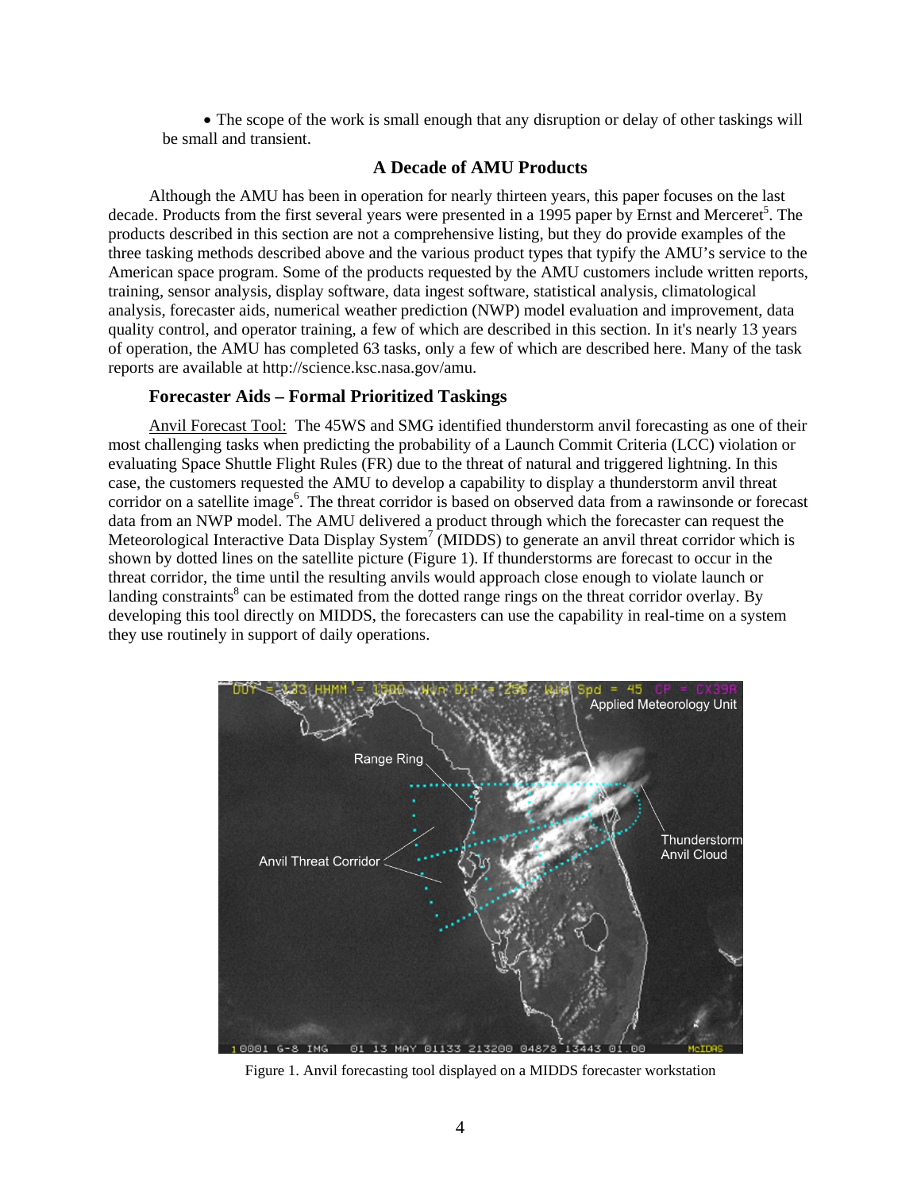• The scope of the work is small enough that any disruption or delay of other taskings will be small and transient.

## A Decade of AMU Products

Although the AMU has been in operation for nearly thirteen years, this paper focuses on the last decade. Products from the first several years were presented in a 1995 paper by Ernst and Merceret[5]. The products described in this section are not a comprehensive listing, but they do provide examples of the three tasking methods described above and the various product types that typify the AMU's service to the American space program. Some of the products requested by the AMU customers include written reports, training, sensor analysis, display software, data ingest software, statistical analysis, climatological analysis, forecaster aids, numerical weather prediction (NWP) model evaluation and improvement, data quality control, and operator training, a few of which are described in this section. In it's nearly 13 years of operation, the AMU has completed 63 tasks, only a few of which are described here. Many of the task reports are available at http://science.ksc.nasa.gov/amu.

### Forecaster Aids – Formal Prioritized Taskings

Anvil Forecast Tool: The 45WS and SMG identified thunderstorm anvil forecasting as one of their most challenging tasks when predicting the probability of a Launch Commit Criteria (LCC) violation or evaluating Space Shuttle Flight Rules (FR) due to the threat of natural and triggered lightning. In this case, the customers requested the AMU to develop a capability to display a thunderstorm anvil threat corridor on a satellite image[6]. The threat corridor is based on observed data from a rawinsonde or forecast data from an NWP model. The AMU delivered a product through which the forecaster can request the Meteorological Interactive Data Display System[7] (MIDDS) to generate an anvil threat corridor which is shown by dotted lines on the satellite picture (Figure 1). If thunderstorms are forecast to occur in the threat corridor, the time until the resulting anvils would approach close enough to violate launch or landing constraints[8] can be estimated from the dotted range rings on the threat corridor overlay. By developing this tool directly on MIDDS, the forecasters can use the capability in real-time on a system they use routinely in support of daily operations.

Figure 1. Anvil forecasting tool displayed on a MIDDS forecaster workstation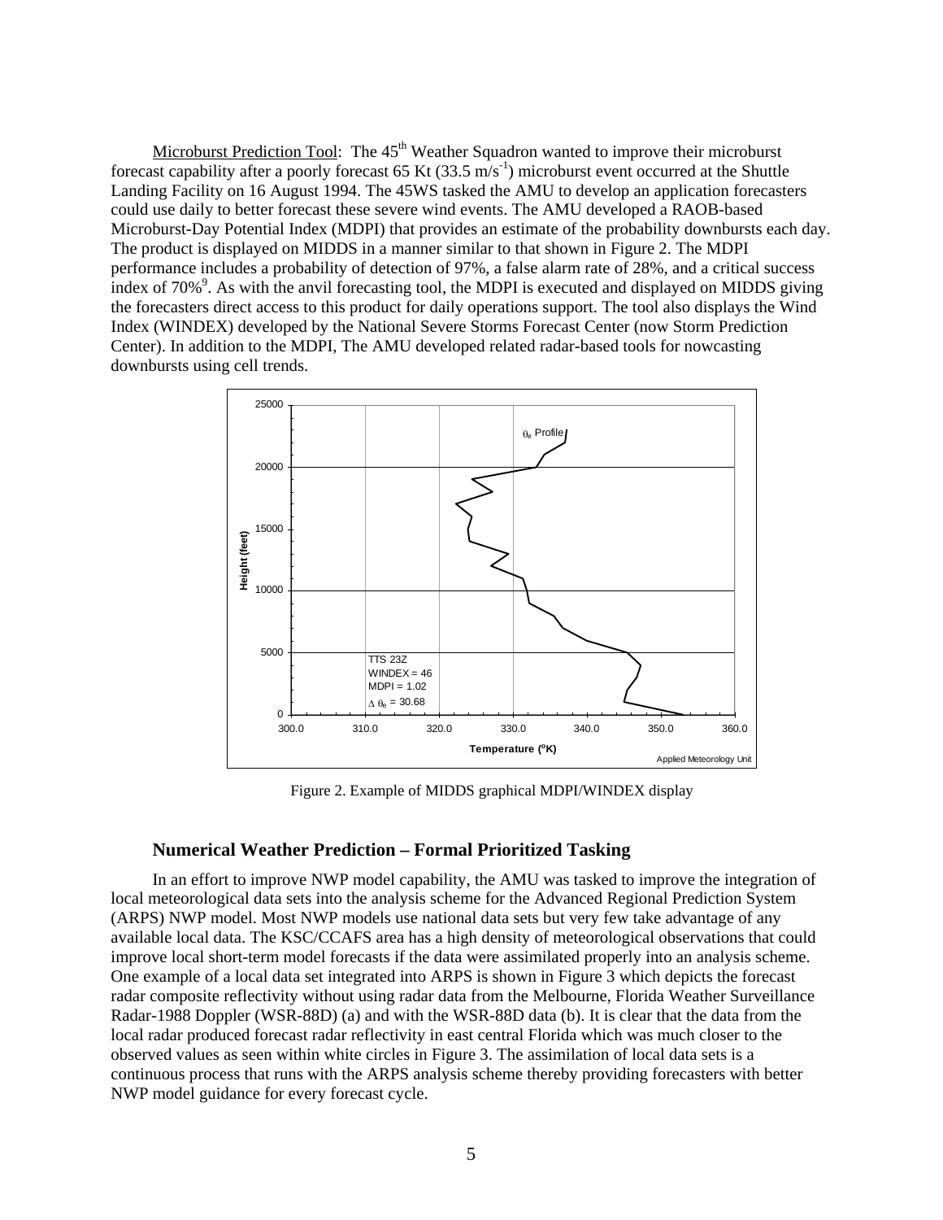Microburst Prediction Tool: The 45th Weather Squadron wanted to improve their microburst forecast capability after a poorly forecast 65 Kt (33.5 $m/s^{-1}$) microburst event occurred at the Shuttle Landing Facility on 16 August 1994. The 45WS tasked the AMU to develop an application forecasters could use daily to better forecast these severe wind events. The AMU developed a RAOB-based Microburst-Day Potential Index (MDPI) that provides an estimate of the probability downbursts each day. The product is displayed on MIDDS in a manner similar to that shown in Figure 2. The MDPI performance includes a probability of detection of 97%, a false alarm rate of 28%, and a critical success index of 70%[9]. As with the anvil forecasting tool, the MDPI is executed and displayed on MIDDS giving the forecasters direct access to this product for daily operations support. The tool also displays the Wind Index (WINDEX) developed by the National Severe Storms Forecast Center (now Storm Prediction Center). In addition to the MDPI, The AMU developed related radar-based tools for nowcasting downbursts using cell trends.

Figure 2. Example of MIDDS graphical MDPI/WINDEX display

### Numerical Weather Prediction – Formal Prioritized Tasking

In an effort to improve NWP model capability, the AMU was tasked to improve the integration of local meteorological data sets into the analysis scheme for the Advanced Regional Prediction System (ARPS) NWP model. Most NWP models use national data sets but very few take advantage of any available local data. The KSC/CCAFS area has a high density of meteorological observations that could improve local short-term model forecasts if the data were assimilated properly into an analysis scheme. One example of a local data set integrated into ARPS is shown in Figure 3 which depicts the forecast radar composite reflectivity without using radar data from the Melbourne, Florida Weather Surveillance Radar-1988 Doppler (WSR-88D) (a) and with the WSR-88D data (b). It is clear that the data from the local radar produced forecast radar reflectivity in east central Florida which was much closer to the observed values as seen within white circles in Figure 3. The assimilation of local data sets is a continuous process that runs with the ARPS analysis scheme thereby providing forecasters with better NWP model guidance for every forecast cycle.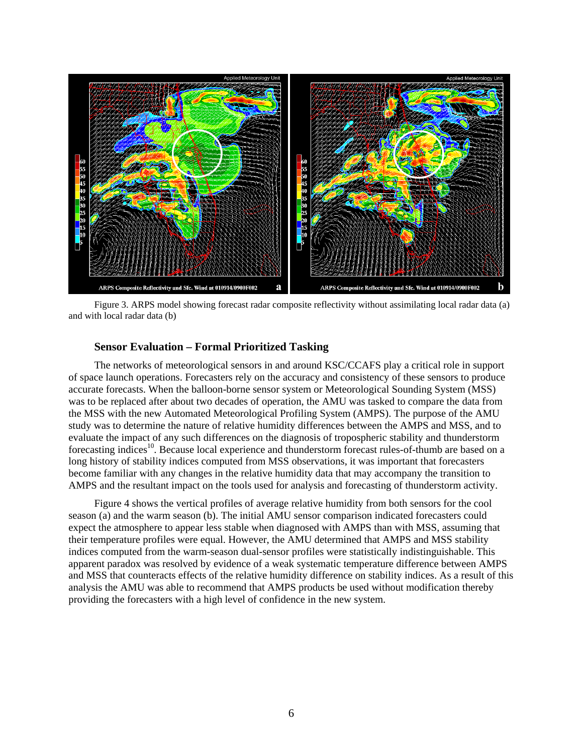Figure 3. ARPS model showing forecast radar composite reflectivity without assimilating local radar data (a) and with local radar data (b)

### Sensor Evaluation – Formal Prioritized Tasking

The networks of meteorological sensors in and around KSC/CCAFS play a critical role in support of space launch operations. Forecasters rely on the accuracy and consistency of these sensors to produce accurate forecasts. When the balloon-borne sensor system or Meteorological Sounding System (MSS) was to be replaced after about two decades of operation, the AMU was tasked to compare the data from the MSS with the new Automated Meteorological Profiling System (AMPS). The purpose of the AMU study was to determine the nature of relative humidity differences between the AMPS and MSS, and to evaluate the impact of any such differences on the diagnosis of tropospheric stability and thunderstorm forecasting indices[10]. Because local experience and thunderstorm forecast rules-of-thumb are based on a long history of stability indices computed from MSS observations, it was important that forecasters become familiar with any changes in the relative humidity data that may accompany the transition to AMPS and the resultant impact on the tools used for analysis and forecasting of thunderstorm activity.

Figure 4 shows the vertical profiles of average relative humidity from both sensors for the cool season (a) and the warm season (b). The initial AMU sensor comparison indicated forecasters could expect the atmosphere to appear less stable when diagnosed with AMPS than with MSS, assuming that their temperature profiles were equal. However, the AMU determined that AMPS and MSS stability indices computed from the warm-season dual-sensor profiles were statistically indistinguishable. This apparent paradox was resolved by evidence of a weak systematic temperature difference between AMPS and MSS that counteracts effects of the relative humidity difference on stability indices. As a result of this analysis the AMU was able to recommend that AMPS products be used without modification thereby providing the forecasters with a high level of confidence in the new system.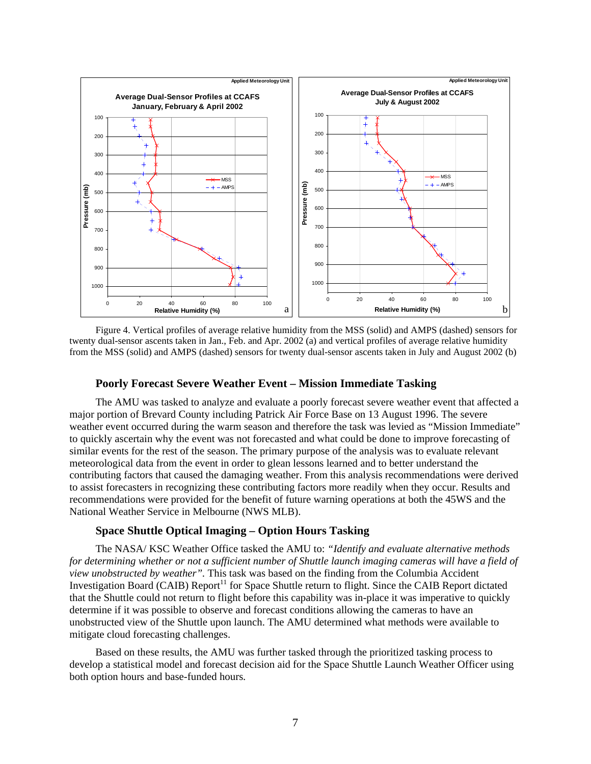Figure 4. Vertical profiles of average relative humidity from the MSS (solid) and AMPS (dashed) sensors for twenty dual-sensor ascents taken in Jan., Feb. and Apr. 2002 (a) and vertical profiles of average relative humidity from the MSS (solid) and AMPS (dashed) sensors for twenty dual-sensor ascents taken in July and August 2002 (b)

### Poorly Forecast Severe Weather Event – Mission Immediate Tasking

The AMU was tasked to analyze and evaluate a poorly forecast severe weather event that affected a major portion of Brevard County including Patrick Air Force Base on 13 August 1996. The severe weather event occurred during the warm season and therefore the task was levied as "Mission Immediate" to quickly ascertain why the event was not forecasted and what could be done to improve forecasting of similar events for the rest of the season. The primary purpose of the analysis was to evaluate relevant meteorological data from the event in order to glean lessons learned and to better understand the contributing factors that caused the damaging weather. From this analysis recommendations were derived to assist forecasters in recognizing these contributing factors more readily when they occur. Results and recommendations were provided for the benefit of future warning operations at both the 45WS and the National Weather Service in Melbourne (NWS MLB).

### Space Shuttle Optical Imaging – Option Hours Tasking

The NASA/ KSC Weather Office tasked the AMU to: *"Identify and evaluate alternative methods for determining whether or not a sufficient number of Shuttle launch imaging cameras will have a field of view unobstructed by weather".* This task was based on the finding from the Columbia Accident Investigation Board (CAIB) Report[11] for Space Shuttle return to flight. Since the CAIB Report dictated that the Shuttle could not return to flight before this capability was in-place it was imperative to quickly determine if it was possible to observe and forecast conditions allowing the cameras to have an unobstructed view of the Shuttle upon launch. The AMU determined what methods were available to mitigate cloud forecasting challenges.

Based on these results, the AMU was further tasked through the prioritized tasking process to develop a statistical model and forecast decision aid for the Space Shuttle Launch Weather Officer using both option hours and base-funded hours.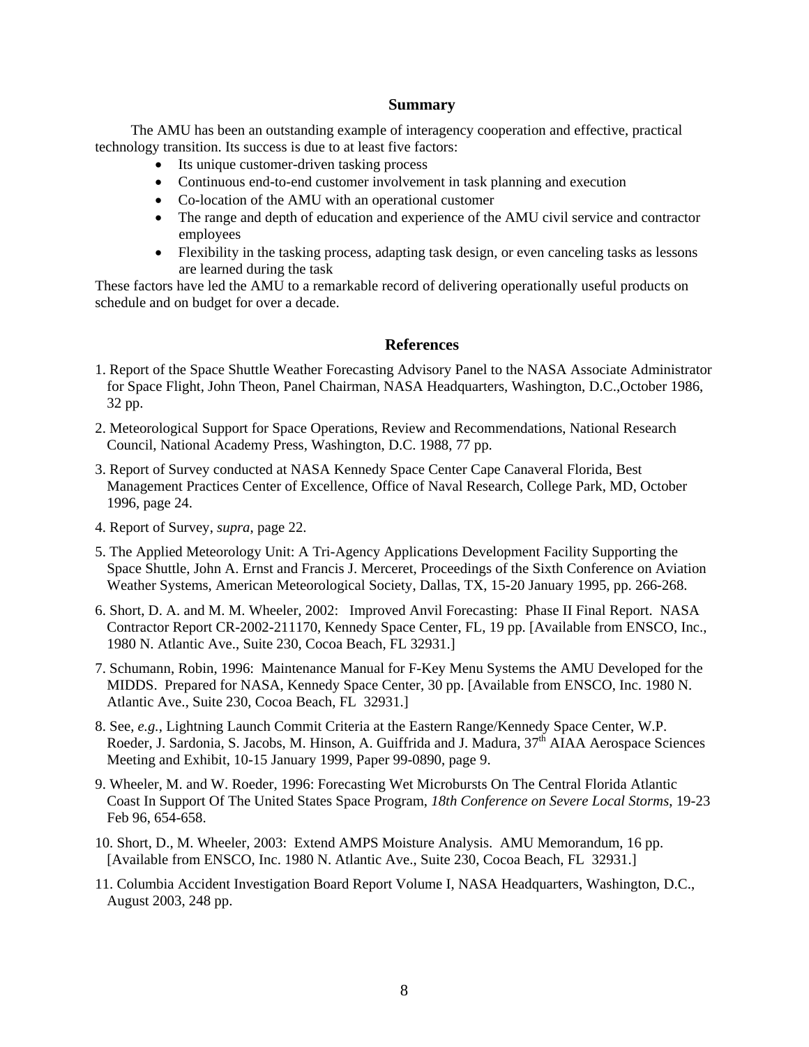## Summary

The AMU has been an outstanding example of interagency cooperation and effective, practical technology transition. Its success is due to at least five factors:

- Its unique customer-driven tasking process
- Continuous end-to-end customer involvement in task planning and execution
- Co-location of the AMU with an operational customer
- The range and depth of education and experience of the AMU civil service and contractor employees
- Flexibility in the tasking process, adapting task design, or even canceling tasks as lessons are learned during the task

These factors have led the AMU to a remarkable record of delivering operationally useful products on schedule and on budget for over a decade.

## References

1. Report of the Space Shuttle Weather Forecasting Advisory Panel to the NASA Associate Administrator for Space Flight, John Theon, Panel Chairman, NASA Headquarters, Washington, D.C.,October 1986, 32 pp.

2. Meteorological Support for Space Operations, Review and Recommendations, National Research Council, National Academy Press, Washington, D.C. 1988, 77 pp.

3. Report of Survey conducted at NASA Kennedy Space Center Cape Canaveral Florida, Best Management Practices Center of Excellence, Office of Naval Research, College Park, MD, October 1996, page 24.

4. Report of Survey, *supra*, page 22.

5. The Applied Meteorology Unit: A Tri-Agency Applications Development Facility Supporting the Space Shuttle, John A. Ernst and Francis J. Merceret, Proceedings of the Sixth Conference on Aviation Weather Systems, American Meteorological Society, Dallas, TX, 15-20 January 1995, pp. 266-268.

6. Short, D. A. and M. M. Wheeler, 2002: Improved Anvil Forecasting: Phase II Final Report. NASA Contractor Report CR-2002-211170, Kennedy Space Center, FL, 19 pp. [Available from ENSCO, Inc., 1980 N. Atlantic Ave., Suite 230, Cocoa Beach, FL 32931.]

7. Schumann, Robin, 1996: Maintenance Manual for F-Key Menu Systems the AMU Developed for the MIDDS. Prepared for NASA, Kennedy Space Center, 30 pp. [Available from ENSCO, Inc. 1980 N. Atlantic Ave., Suite 230, Cocoa Beach, FL 32931.]

8. See, *e.g.*, Lightning Launch Commit Criteria at the Eastern Range/Kennedy Space Center, W.P. Roeder, J. Sardonia, S. Jacobs, M. Hinson, A. Guiffrida and J. Madura, 37th AIAA Aerospace Sciences Meeting and Exhibit, 10-15 January 1999, Paper 99-0890, page 9.

9. Wheeler, M. and W. Roeder, 1996: Forecasting Wet Microbursts On The Central Florida Atlantic Coast In Support Of The United States Space Program, *18th Conference on Severe Local Storms*, 19-23 Feb 96, 654-658.

10. Short, D., M. Wheeler, 2003: Extend AMPS Moisture Analysis. AMU Memorandum, 16 pp. [Available from ENSCO, Inc. 1980 N. Atlantic Ave., Suite 230, Cocoa Beach, FL 32931.]

11. Columbia Accident Investigation Board Report Volume I, NASA Headquarters, Washington, D.C., August 2003, 248 pp.